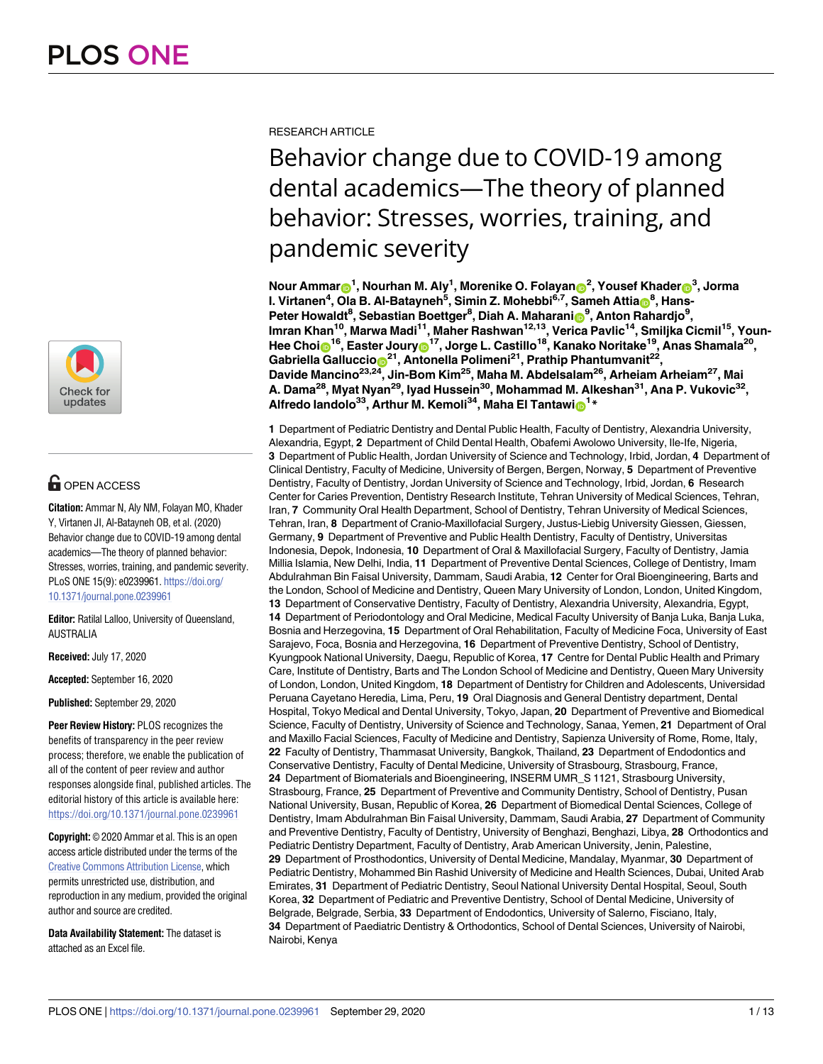RESEARCH ARTICLE

# Behavior change due to COVID-19 among dental academics—The theory of planned behavior: Stresses, worries, training, and pandemic severity

**Nour Ammar[1], Nourhan M. Aly[1], Morenike O. Folayan[2], Yousef Khader[3], Jorma I. Virtanen[4], Ola B. Al-Batayneh[5], Simin Z. Mohebbi[6,7], Sameh Attia[8], Hans-Peter Howaldt[8], Sebastian Boettger[8], Diah A. Maharani[9], Anton Rahardjo[9], Imran Khan[10], Marwa Madi[11], Maher Rashwan[12,13], Verica Pavlic[14], Smiljka Cicmil[15], Youn-Hee Choi[16], Easter Joury[17], Jorge L. Castillo[18], Kanako Noritake[19], Anas Shamala[20], Gabriella Galluccio[21], Antonella Polimeni[21], Prathip Phantumvanit[22], Davide Mancino[23,24], Jin-Bom Kim[25], Maha M. Abdelsalam[26], Arheiam Arheiam[27], Mai A. Dama[28], Myat Nyan[29], Iyad Hussein[30], Mohammad M. Alkeshan[31], Ana P. Vukovic[32], Alfredo Iandolo[33], Arthur M. Kemoli[34], Maha El Tantawi[1]***

**1** Department of Pediatric Dentistry and Dental Public Health, Faculty of Dentistry, Alexandria University, Alexandria, Egypt, **2** Department of Child Dental Health, Obafemi Awolowo University, Ile-Ife, Nigeria, **3** Department of Public Health, Jordan University of Science and Technology, Irbid, Jordan, **4** Department of Clinical Dentistry, Faculty of Medicine, University of Bergen, Bergen, Norway, **5** Department of Preventive Dentistry, Faculty of Dentistry, Jordan University of Science and Technology, Irbid, Jordan, **6** Research Center for Caries Prevention, Dentistry Research Institute, Tehran University of Medical Sciences, Tehran, Iran, **7** Community Oral Health Department, School of Dentistry, Tehran University of Medical Sciences, Tehran, Iran, **8** Department of Cranio-Maxillofacial Surgery, Justus-Liebig University Giessen, Giessen, Germany, **9** Department of Preventive and Public Health Dentistry, Faculty of Dentistry, Universitas Indonesia, Depok, Indonesia, **10** Department of Oral & Maxillofacial Surgery, Faculty of Dentistry, Jamia Millia Islamia, New Delhi, India, **11** Department of Preventive Dental Sciences, College of Dentistry, Imam Abdulrahman Bin Faisal University, Dammam, Saudi Arabia, **12** Center for Oral Bioengineering, Barts and the London, School of Medicine and Dentistry, Queen Mary University of London, London, United Kingdom, **13** Department of Conservative Dentistry, Faculty of Dentistry, Alexandria University, Alexandria, Egypt, **14** Department of Periodontology and Oral Medicine, Medical Faculty University of Banja Luka, Banja Luka, Bosnia and Herzegovina, **15** Department of Oral Rehabilitation, Faculty of Medicine Foca, University of East Sarajevo, Foca, Bosnia and Herzegovina, **16** Department of Preventive Dentistry, School of Dentistry, Kyungpook National University, Daegu, Republic of Korea, **17** Centre for Dental Public Health and Primary Care, Institute of Dentistry, Barts and The London School of Medicine and Dentistry, Queen Mary University of London, London, United Kingdom, **18** Department of Dentistry for Children and Adolescents, Universidad Peruana Cayetano Heredia, Lima, Peru, **19** Oral Diagnosis and General Dentistry department, Dental Hospital, Tokyo Medical and Dental University, Tokyo, Japan, **20** Department of Preventive and Biomedical Science, Faculty of Dentistry, University of Science and Technology, Sanaa, Yemen, **21** Department of Oral and Maxillo Facial Sciences, Faculty of Medicine and Dentistry, Sapienza University of Rome, Rome, Italy, **22** Faculty of Dentistry, Thammasat University, Bangkok, Thailand, **23** Department of Endodontics and Conservative Dentistry, Faculty of Dental Medicine, University of Strasbourg, Strasbourg, France, **24** Department of Biomaterials and Bioengineering, INSERM UMR_S 1121, Strasbourg University, Strasbourg, France, **25** Department of Preventive and Community Dentistry, School of Dentistry, Pusan National University, Busan, Republic of Korea, **26** Department of Biomedical Dental Sciences, College of Dentistry, Imam Abdulrahman Bin Faisal University, Dammam, Saudi Arabia, **27** Department of Community and Preventive Dentistry, Faculty of Dentistry, University of Benghazi, Benghazi, Libya, **28** Orthodontics and Pediatric Dentistry Department, Faculty of Dentistry, Arab American University, Jenin, Palestine, **29** Department of Prosthodontics, University of Dental Medicine, Mandalay, Myanmar, **30** Department of Pediatric Dentistry, Mohammed Bin Rashid University of Medicine and Health Sciences, Dubai, United Arab Emirates, **31** Department of Pediatric Dentistry, Seoul National University Dental Hospital, Seoul, South Korea, **32** Department of Pediatric and Preventive Dentistry, School of Dental Medicine, University of Belgrade, Belgrade, Serbia, **33** Department of Endodontics, University of Salerno, Fisciano, Italy, **34** Department of Paediatric Dentistry & Orthodontics, School of Dental Sciences, University of Nairobi, Nairobi, Kenya

OPEN ACCESS

**Citation:** Ammar N, Aly NM, Folayan MO, Khader Y, Virtanen JI, Al-Batayneh OB, et al. (2020) Behavior change due to COVID-19 among dental academics—The theory of planned behavior: Stresses, worries, training, and pandemic severity. PLoS ONE 15(9): e0239961. https://doi.org/10.1371/journal.pone.0239961

**Editor:** Ratilal Lalloo, University of Queensland, AUSTRALIA

**Received:** July 17, 2020

**Accepted:** September 16, 2020

**Published:** September 29, 2020

**Peer Review History:** PLOS recognizes the benefits of transparency in the peer review process; therefore, we enable the publication of all of the content of peer review and author responses alongside final, published articles. The editorial history of this article is available here: https://doi.org/10.1371/journal.pone.0239961

**Copyright:** © 2020 Ammar et al. This is an open access article distributed under the terms of the Creative Commons Attribution License, which permits unrestricted use, distribution, and reproduction in any medium, provided the original author and source are credited.

**Data Availability Statement:** The dataset is attached as an Excel file.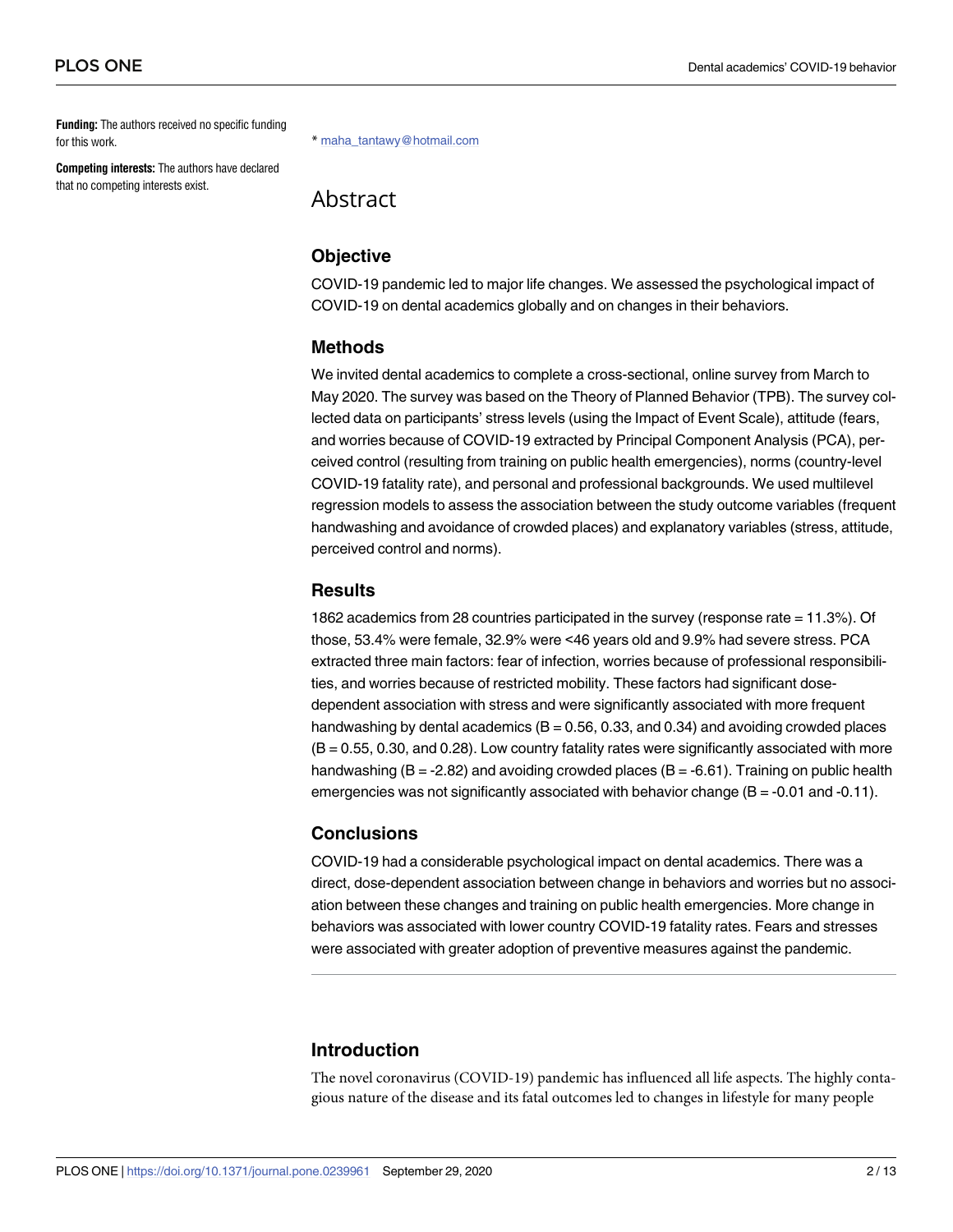**Funding:** The authors received no specific funding for this work.

**Competing interests:** The authors have declared that no competing interests exist.

* maha_tantawy@hotmail.com

# Abstract

## Objective

COVID-19 pandemic led to major life changes. We assessed the psychological impact of COVID-19 on dental academics globally and on changes in their behaviors.

## Methods

We invited dental academics to complete a cross-sectional, online survey from March to May 2020. The survey was based on the Theory of Planned Behavior (TPB). The survey collected data on participants' stress levels (using the Impact of Event Scale), attitude (fears, and worries because of COVID-19 extracted by Principal Component Analysis (PCA), perceived control (resulting from training on public health emergencies), norms (country-level COVID-19 fatality rate), and personal and professional backgrounds. We used multilevel regression models to assess the association between the study outcome variables (frequent handwashing and avoidance of crowded places) and explanatory variables (stress, attitude, perceived control and norms).

## Results

1862 academics from 28 countries participated in the survey (response rate = 11.3%). Of those, 53.4% were female, 32.9% were <46 years old and 9.9% had severe stress. PCA extracted three main factors: fear of infection, worries because of professional responsibilities, and worries because of restricted mobility. These factors had significant dose-dependent association with stress and were significantly associated with more frequent handwashing by dental academics (B = 0.56, 0.33, and 0.34) and avoiding crowded places (B = 0.55, 0.30, and 0.28). Low country fatality rates were significantly associated with more handwashing (B = -2.82) and avoiding crowded places (B = -6.61). Training on public health emergencies was not significantly associated with behavior change (B = -0.01 and -0.11).

## Conclusions

COVID-19 had a considerable psychological impact on dental academics. There was a direct, dose-dependent association between change in behaviors and worries but no association between these changes and training on public health emergencies. More change in behaviors was associated with lower country COVID-19 fatality rates. Fears and stresses were associated with greater adoption of preventive measures against the pandemic.

## Introduction

The novel coronavirus (COVID-19) pandemic has influenced all life aspects. The highly contagious nature of the disease and its fatal outcomes led to changes in lifestyle for many people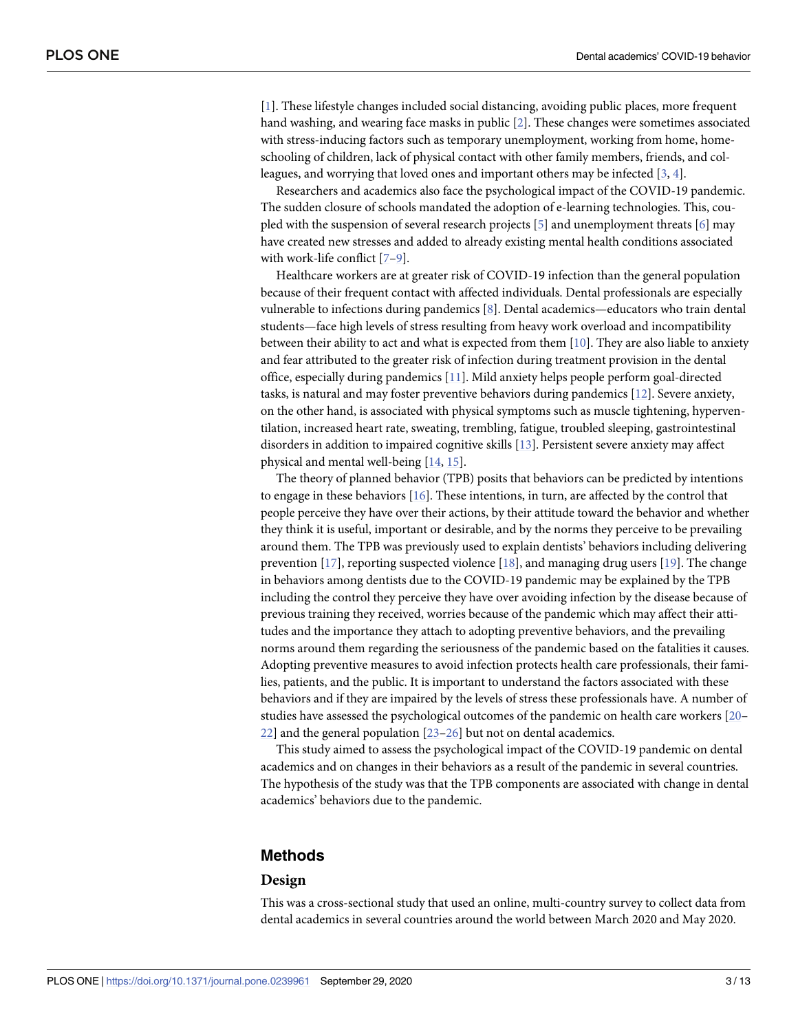[1]. These lifestyle changes included social distancing, avoiding public places, more frequent hand washing, and wearing face masks in public [2]. These changes were sometimes associated with stress-inducing factors such as temporary unemployment, working from home, home-schooling of children, lack of physical contact with other family members, friends, and colleagues, and worrying that loved ones and important others may be infected [3, 4].

Researchers and academics also face the psychological impact of the COVID-19 pandemic. The sudden closure of schools mandated the adoption of e-learning technologies. This, coupled with the suspension of several research projects [5] and unemployment threats [6] may have created new stresses and added to already existing mental health conditions associated with work-life conflict [7–9].

Healthcare workers are at greater risk of COVID-19 infection than the general population because of their frequent contact with affected individuals. Dental professionals are especially vulnerable to infections during pandemics [8]. Dental academics—educators who train dental students—face high levels of stress resulting from heavy work overload and incompatibility between their ability to act and what is expected from them [10]. They are also liable to anxiety and fear attributed to the greater risk of infection during treatment provision in the dental office, especially during pandemics [11]. Mild anxiety helps people perform goal-directed tasks, is natural and may foster preventive behaviors during pandemics [12]. Severe anxiety, on the other hand, is associated with physical symptoms such as muscle tightening, hyperventilation, increased heart rate, sweating, trembling, fatigue, troubled sleeping, gastrointestinal disorders in addition to impaired cognitive skills [13]. Persistent severe anxiety may affect physical and mental well-being [14, 15].

The theory of planned behavior (TPB) posits that behaviors can be predicted by intentions to engage in these behaviors [16]. These intentions, in turn, are affected by the control that people perceive they have over their actions, by their attitude toward the behavior and whether they think it is useful, important or desirable, and by the norms they perceive to be prevailing around them. The TPB was previously used to explain dentists' behaviors including delivering prevention [17], reporting suspected violence [18], and managing drug users [19]. The change in behaviors among dentists due to the COVID-19 pandemic may be explained by the TPB including the control they perceive they have over avoiding infection by the disease because of previous training they received, worries because of the pandemic which may affect their attitudes and the importance they attach to adopting preventive behaviors, and the prevailing norms around them regarding the seriousness of the pandemic based on the fatalities it causes. Adopting preventive measures to avoid infection protects health care professionals, their families, patients, and the public. It is important to understand the factors associated with these behaviors and if they are impaired by the levels of stress these professionals have. A number of studies have assessed the psychological outcomes of the pandemic on health care workers [20–22] and the general population [23–26] but not on dental academics.

This study aimed to assess the psychological impact of the COVID-19 pandemic on dental academics and on changes in their behaviors as a result of the pandemic in several countries. The hypothesis of the study was that the TPB components are associated with change in dental academics' behaviors due to the pandemic.

## Methods

### Design

This was a cross-sectional study that used an online, multi-country survey to collect data from dental academics in several countries around the world between March 2020 and May 2020.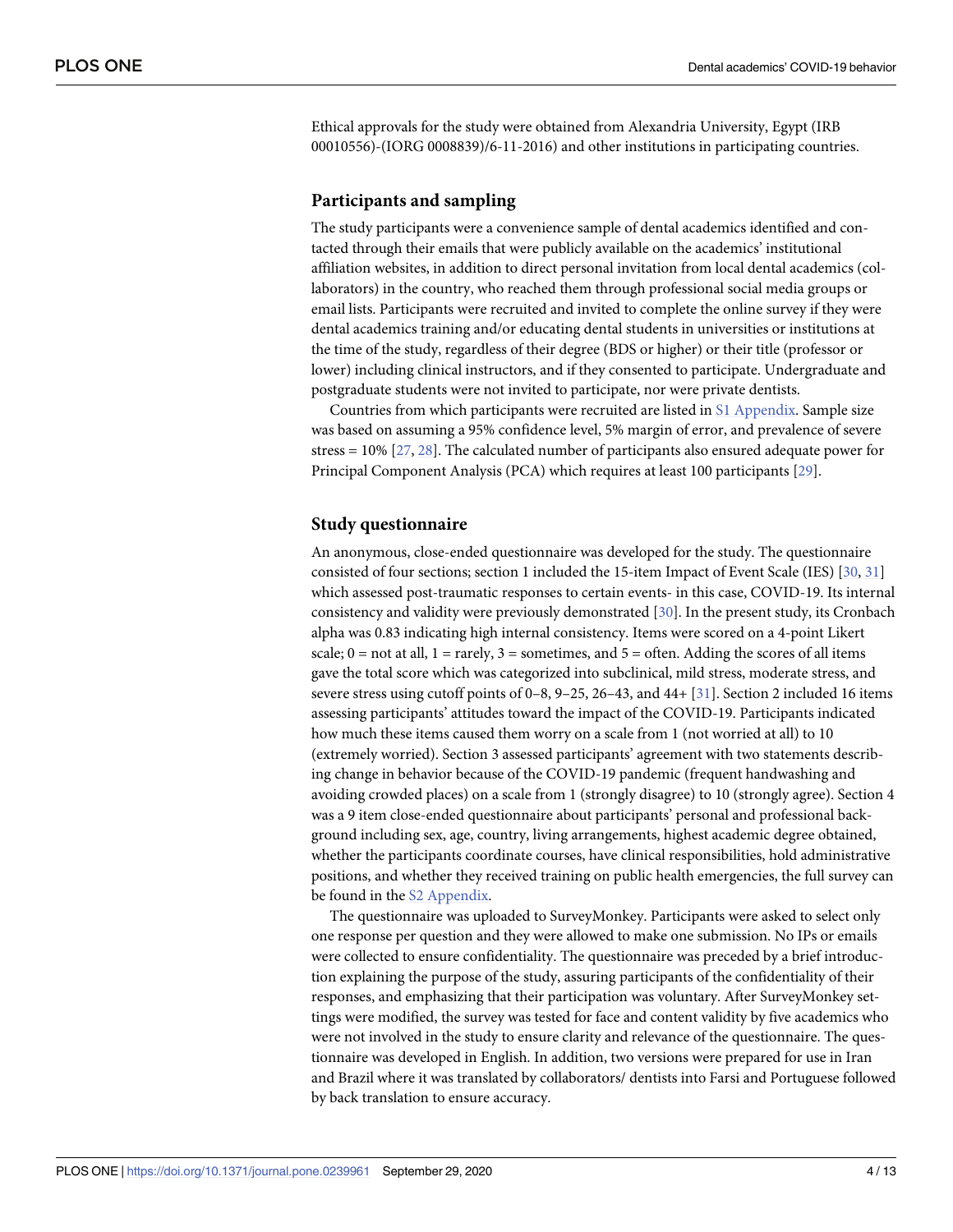Ethical approvals for the study were obtained from Alexandria University, Egypt (IRB 00010556)-(IORG 0008839)/6-11-2016) and other institutions in participating countries.

## Participants and sampling

The study participants were a convenience sample of dental academics identified and contacted through their emails that were publicly available on the academics' institutional affiliation websites, in addition to direct personal invitation from local dental academics (collaborators) in the country, who reached them through professional social media groups or email lists. Participants were recruited and invited to complete the online survey if they were dental academics training and/or educating dental students in universities or institutions at the time of the study, regardless of their degree (BDS or higher) or their title (professor or lower) including clinical instructors, and if they consented to participate. Undergraduate and postgraduate students were not invited to participate, nor were private dentists.

Countries from which participants were recruited are listed in S1 Appendix. Sample size was based on assuming a 95% confidence level, 5% margin of error, and prevalence of severe stress = 10% [27, 28]. The calculated number of participants also ensured adequate power for Principal Component Analysis (PCA) which requires at least 100 participants [29].

## Study questionnaire

An anonymous, close-ended questionnaire was developed for the study. The questionnaire consisted of four sections; section 1 included the 15-item Impact of Event Scale (IES) [30, 31] which assessed post-traumatic responses to certain events- in this case, COVID-19. Its internal consistency and validity were previously demonstrated [30]. In the present study, its Cronbach alpha was 0.83 indicating high internal consistency. Items were scored on a 4-point Likert scale; 0 = not at all, 1 = rarely, 3 = sometimes, and 5 = often. Adding the scores of all items gave the total score which was categorized into subclinical, mild stress, moderate stress, and severe stress using cutoff points of 0–8, 9–25, 26–43, and 44+ [31]. Section 2 included 16 items assessing participants' attitudes toward the impact of the COVID-19. Participants indicated how much these items caused them worry on a scale from 1 (not worried at all) to 10 (extremely worried). Section 3 assessed participants' agreement with two statements describing change in behavior because of the COVID-19 pandemic (frequent handwashing and avoiding crowded places) on a scale from 1 (strongly disagree) to 10 (strongly agree). Section 4 was a 9 item close-ended questionnaire about participants' personal and professional background including sex, age, country, living arrangements, highest academic degree obtained, whether the participants coordinate courses, have clinical responsibilities, hold administrative positions, and whether they received training on public health emergencies, the full survey can be found in the S2 Appendix.

The questionnaire was uploaded to SurveyMonkey. Participants were asked to select only one response per question and they were allowed to make one submission. No IPs or emails were collected to ensure confidentiality. The questionnaire was preceded by a brief introduction explaining the purpose of the study, assuring participants of the confidentiality of their responses, and emphasizing that their participation was voluntary. After SurveyMonkey settings were modified, the survey was tested for face and content validity by five academics who were not involved in the study to ensure clarity and relevance of the questionnaire. The questionnaire was developed in English. In addition, two versions were prepared for use in Iran and Brazil where it was translated by collaborators/ dentists into Farsi and Portuguese followed by back translation to ensure accuracy.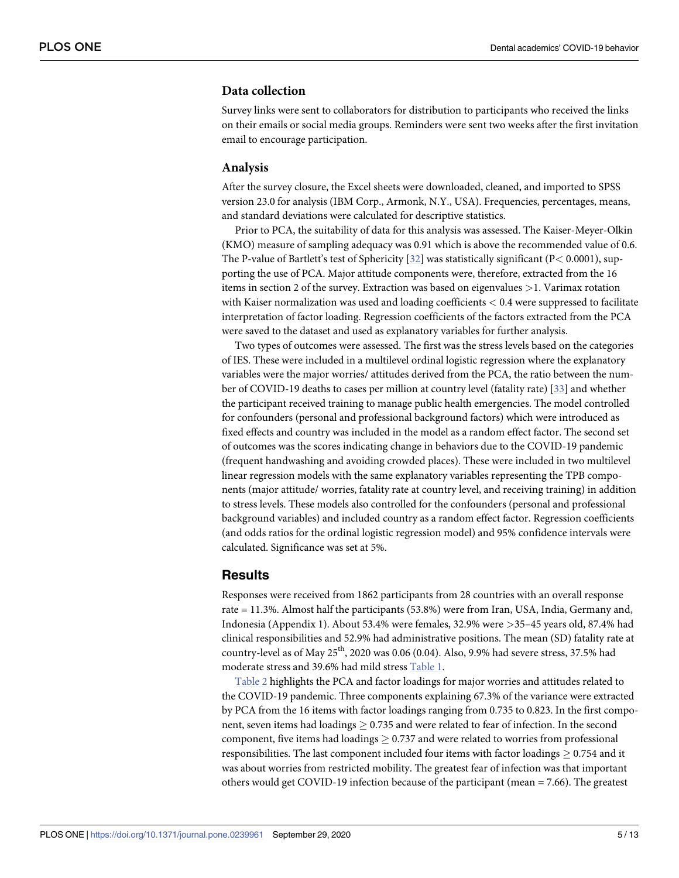### Data collection

Survey links were sent to collaborators for distribution to participants who received the links on their emails or social media groups. Reminders were sent two weeks after the first invitation email to encourage participation.

### Analysis

After the survey closure, the Excel sheets were downloaded, cleaned, and imported to SPSS version 23.0 for analysis (IBM Corp., Armonk, N.Y., USA). Frequencies, percentages, means, and standard deviations were calculated for descriptive statistics.

Prior to PCA, the suitability of data for this analysis was assessed. The Kaiser-Meyer-Olkin (KMO) measure of sampling adequacy was 0.91 which is above the recommended value of 0.6. The P-value of Bartlett's test of Sphericity [32] was statistically significant ($P < 0.0001$), supporting the use of PCA. Major attitude components were, therefore, extracted from the 16 items in section 2 of the survey. Extraction was based on eigenvalues >1. Varimax rotation with Kaiser normalization was used and loading coefficients < 0.4 were suppressed to facilitate interpretation of factor loading. Regression coefficients of the factors extracted from the PCA were saved to the dataset and used as explanatory variables for further analysis.

Two types of outcomes were assessed. The first was the stress levels based on the categories of IES. These were included in a multilevel ordinal logistic regression where the explanatory variables were the major worries/ attitudes derived from the PCA, the ratio between the number of COVID-19 deaths to cases per million at country level (fatality rate) [33] and whether the participant received training to manage public health emergencies. The model controlled for confounders (personal and professional background factors) which were introduced as fixed effects and country was included in the model as a random effect factor. The second set of outcomes was the scores indicating change in behaviors due to the COVID-19 pandemic (frequent handwashing and avoiding crowded places). These were included in two multilevel linear regression models with the same explanatory variables representing the TPB components (major attitude/ worries, fatality rate at country level, and receiving training) in addition to stress levels. These models also controlled for the confounders (personal and professional background variables) and included country as a random effect factor. Regression coefficients (and odds ratios for the ordinal logistic regression model) and 95% confidence intervals were calculated. Significance was set at 5%.

## Results

Responses were received from 1862 participants from 28 countries with an overall response rate = 11.3%. Almost half the participants (53.8%) were from Iran, USA, India, Germany and, Indonesia (Appendix 1). About 53.4% were females, 32.9% were >35–45 years old, 87.4% had clinical responsibilities and 52.9% had administrative positions. The mean (SD) fatality rate at country-level as of May 25th, 2020 was 0.06 (0.04). Also, 9.9% had severe stress, 37.5% had moderate stress and 39.6% had mild stress Table 1.

Table 2 highlights the PCA and factor loadings for major worries and attitudes related to the COVID-19 pandemic. Three components explaining 67.3% of the variance were extracted by PCA from the 16 items with factor loadings ranging from 0.735 to 0.823. In the first component, seven items had loadings $\geq 0.735$ and were related to fear of infection. In the second component, five items had loadings $\geq 0.737$ and were related to worries from professional responsibilities. The last component included four items with factor loadings $\geq 0.754$ and it was about worries from restricted mobility. The greatest fear of infection was that important others would get COVID-19 infection because of the participant (mean = 7.66). The greatest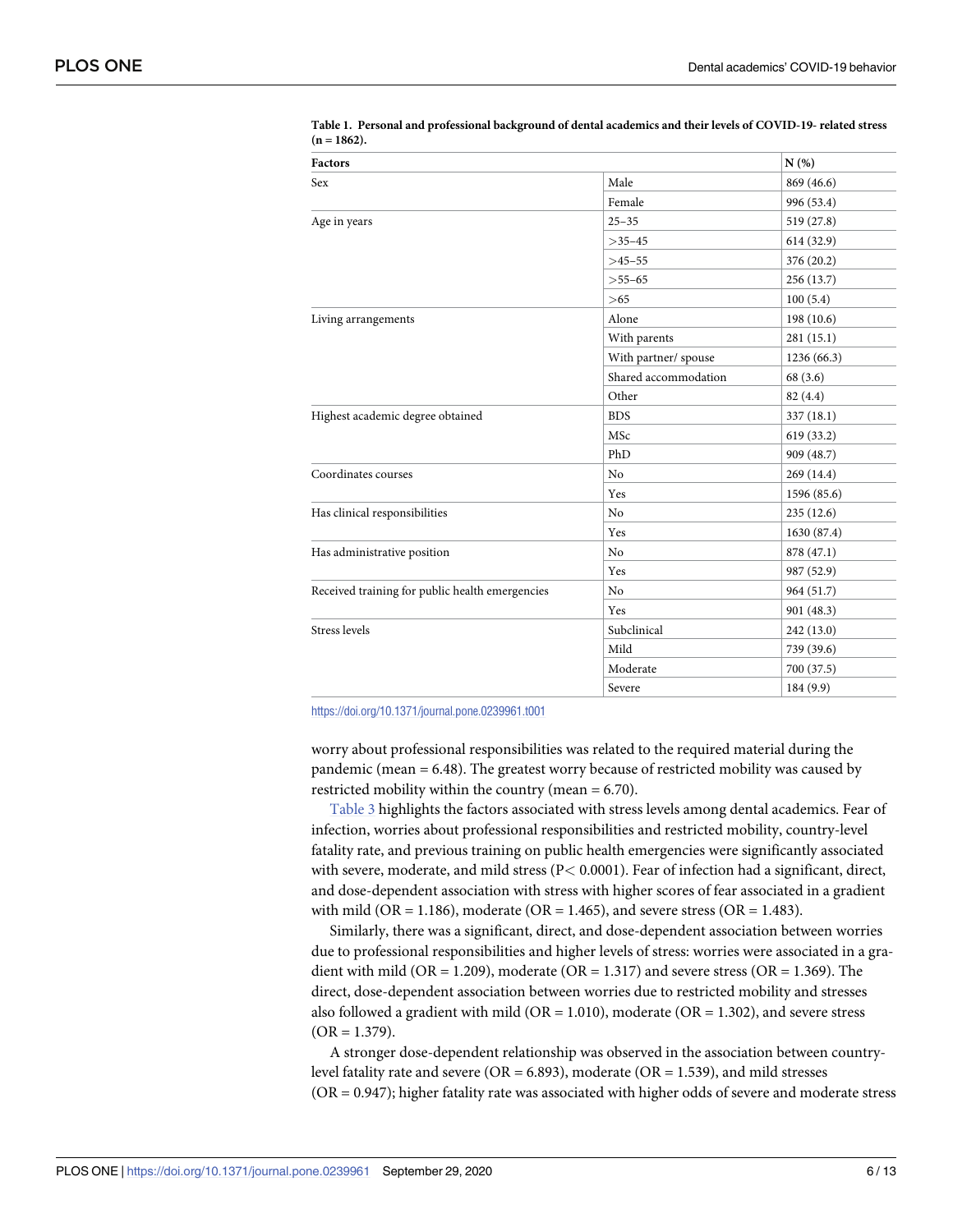**Table 1. Personal and professional background of dental academics and their levels of COVID-19- related stress (n = 1862).**

| Factors | | N (%) |
|---|---|---|
| Sex | Male | 869 (46.6) |
| | Female | 996 (53.4) |
| Age in years | 25–35 | 519 (27.8) |
| | >35–45 | 614 (32.9) |
| | >45–55 | 376 (20.2) |
| | >55–65 | 256 (13.7) |
| | >65 | 100 (5.4) |
| Living arrangements | Alone | 198 (10.6) |
| | With parents | 281 (15.1) |
| | With partner/ spouse | 1236 (66.3) |
| | Shared accommodation | 68 (3.6) |
| | Other | 82 (4.4) |
| Highest academic degree obtained | BDS | 337 (18.1) |
| | MSc | 619 (33.2) |
| | PhD | 909 (48.7) |
| Coordinates courses | No | 269 (14.4) |
| | Yes | 1596 (85.6) |
| Has clinical responsibilities | No | 235 (12.6) |
| | Yes | 1630 (87.4) |
| Has administrative position | No | 878 (47.1) |
| | Yes | 987 (52.9) |
| Received training for public health emergencies | No | 964 (51.7) |
| | Yes | 901 (48.3) |
| Stress levels | Subclinical | 242 (13.0) |
| | Mild | 739 (39.6) |
| | Moderate | 700 (37.5) |
| | Severe | 184 (9.9) |

https://doi.org/10.1371/journal.pone.0239961.t001

worry about professional responsibilities was related to the required material during the pandemic (mean = 6.48). The greatest worry because of restricted mobility was caused by restricted mobility within the country (mean = 6.70).

Table 3 highlights the factors associated with stress levels among dental academics. Fear of infection, worries about professional responsibilities and restricted mobility, country-level fatality rate, and previous training on public health emergencies were significantly associated with severe, moderate, and mild stress ($P < 0.0001$). Fear of infection had a significant, direct, and dose-dependent association with stress with higher scores of fear associated in a gradient with mild (OR = 1.186), moderate (OR = 1.465), and severe stress (OR = 1.483).

Similarly, there was a significant, direct, and dose-dependent association between worries due to professional responsibilities and higher levels of stress: worries were associated in a gradient with mild (OR = 1.209), moderate (OR = 1.317) and severe stress (OR = 1.369). The direct, dose-dependent association between worries due to restricted mobility and stresses also followed a gradient with mild (OR = 1.010), moderate (OR = 1.302), and severe stress (OR = 1.379).

A stronger dose-dependent relationship was observed in the association between country-level fatality rate and severe (OR = 6.893), moderate (OR = 1.539), and mild stresses (OR = 0.947); higher fatality rate was associated with higher odds of severe and moderate stress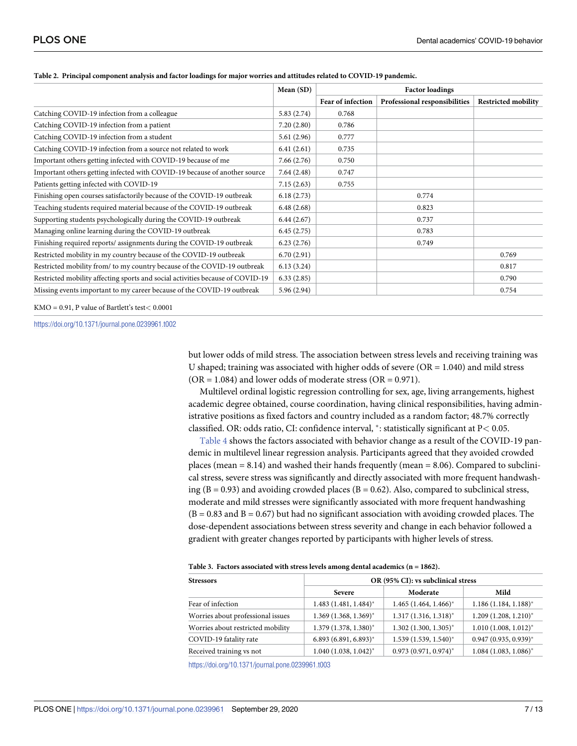**Table 2. Principal component analysis and factor loadings for major worries and attitudes related to COVID-19 pandemic.**

| | Mean (SD) | Factor loadings | | |
|---|---|---|---|---|
| | | Fear of infection | Professional responsibilities | Restricted mobility |
| Catching COVID-19 infection from a colleague | 5.83 (2.74) | 0.768 | | |
| Catching COVID-19 infection from a patient | 7.20 (2.80) | 0.786 | | |
| Catching COVID-19 infection from a student | 5.61 (2.96) | 0.777 | | |
| Catching COVID-19 infection from a source not related to work | 6.41 (2.61) | 0.735 | | |
| Important others getting infected with COVID-19 because of me | 7.66 (2.76) | 0.750 | | |
| Important others getting infected with COVID-19 because of another source | 7.64 (2.48) | 0.747 | | |
| Patients getting infected with COVID-19 | 7.15 (2.63) | 0.755 | | |
| Finishing open courses satisfactorily because of the COVID-19 outbreak | 6.18 (2.73) | | 0.774 | |
| Teaching students required material because of the COVID-19 outbreak | 6.48 (2.68) | | 0.823 | |
| Supporting students psychologically during the COVID-19 outbreak | 6.44 (2.67) | | 0.737 | |
| Managing online learning during the COVID-19 outbreak | 6.45 (2.75) | | 0.783 | |
| Finishing required reports/ assignments during the COVID-19 outbreak | 6.23 (2.76) | | 0.749 | |
| Restricted mobility in my country because of the COVID-19 outbreak | 6.70 (2.91) | | | 0.769 |
| Restricted mobility from/ to my country because of the COVID-19 outbreak | 6.13 (3.24) | | | 0.817 |
| Restricted mobility affecting sports and social activities because of COVID-19 | 6.33 (2.85) | | | 0.790 |
| Missing events important to my career because of the COVID-19 outbreak | 5.96 (2.94) | | | 0.754 |

KMO = 0.91, P value of Bartlett's test< 0.0001

https://doi.org/10.1371/journal.pone.0239961.t002

but lower odds of mild stress. The association between stress levels and receiving training was U shaped; training was associated with higher odds of severe (OR = 1.040) and mild stress (OR = 1.084) and lower odds of moderate stress (OR = 0.971).

Multilevel ordinal logistic regression controlling for sex, age, living arrangements, highest academic degree obtained, course coordination, having clinical responsibilities, having administrative positions as fixed factors and country included as a random factor; 48.7% correctly classified. OR: odds ratio, CI: confidence interval, *: statistically significant at P< 0.05.

Table 4 shows the factors associated with behavior change as a result of the COVID-19 pandemic in multilevel linear regression analysis. Participants agreed that they avoided crowded places (mean = 8.14) and washed their hands frequently (mean = 8.06). Compared to subclinical stress, severe stress was significantly and directly associated with more frequent handwashing (B = 0.93) and avoiding crowded places (B = 0.62). Also, compared to subclinical stress, moderate and mild stresses were significantly associated with more frequent handwashing (B = 0.83 and B = 0.67) but had no significant association with avoiding crowded places. The dose-dependent associations between stress severity and change in each behavior followed a gradient with greater changes reported by participants with higher levels of stress.

**Table 3. Factors associated with stress levels among dental academics (n = 1862).**

| Stressors | OR (95% CI): vs subclinical stress | | |
|---|---|---|---|
| | Severe | Moderate | Mild |
| Fear of infection | 1.483 (1.481, 1.484)* | 1.465 (1.464, 1.466)* | 1.186 (1.184, 1.188)* |
| Worries about professional issues | 1.369 (1.368, 1.369)* | 1.317 (1.316, 1.318)* | 1.209 (1.208, 1.210)* |
| Worries about restricted mobility | 1.379 (1.378, 1.380)* | 1.302 (1.300, 1.305)* | 1.010 (1.008, 1.012)* |
| COVID-19 fatality rate | 6.893 (6.891, 6.893)* | 1.539 (1.539, 1.540)* | 0.947 (0.935, 0.939)* |
| Received training vs not | 1.040 (1.038, 1.042)* | 0.973 (0.971, 0.974)* | 1.084 (1.083, 1.086)* |

https://doi.org/10.1371/journal.pone.0239961.t003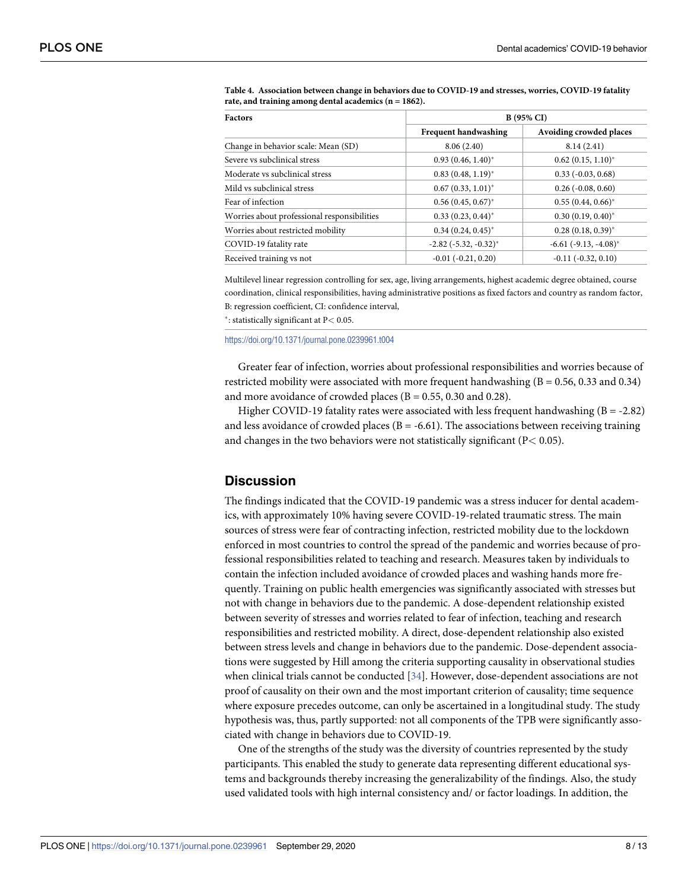**Table 4. Association between change in behaviors due to COVID-19 and stresses, worries, COVID-19 fatality rate, and training among dental academics (n = 1862).**

| Factors | B (95% CI) | |
|---|---|---|
| | Frequent handwashing | Avoiding crowded places |
| Change in behavior scale: Mean (SD) | 8.06 (2.40) | 8.14 (2.41) |
| Severe vs subclinical stress | 0.93 (0.46, 1.40)* | 0.62 (0.15, 1.10)* |
| Moderate vs subclinical stress | 0.83 (0.48, 1.19)* | 0.33 (-0.03, 0.68) |
| Mild vs subclinical stress | 0.67 (0.33, 1.01)* | 0.26 (-0.08, 0.60) |
| Fear of infection | 0.56 (0.45, 0.67)* | 0.55 (0.44, 0.66)* |
| Worries about professional responsibilities | 0.33 (0.23, 0.44)* | 0.30 (0.19, 0.40)* |
| Worries about restricted mobility | 0.34 (0.24, 0.45)* | 0.28 (0.18, 0.39)* |
| COVID-19 fatality rate | -2.82 (-5.32, -0.32)* | -6.61 (-9.13, -4.08)* |
| Received training vs not | -0.01 (-0.21, 0.20) | -0.11 (-0.32, 0.10) |

Multilevel linear regression controlling for sex, age, living arrangements, highest academic degree obtained, course coordination, clinical responsibilities, having administrative positions as fixed factors and country as random factor, B: regression coefficient, CI: confidence interval,

*: statistically significant at $P < 0.05$.

https://doi.org/10.1371/journal.pone.0239961.t004

Greater fear of infection, worries about professional responsibilities and worries because of restricted mobility were associated with more frequent handwashing (B = 0.56, 0.33 and 0.34) and more avoidance of crowded places (B = 0.55, 0.30 and 0.28).

Higher COVID-19 fatality rates were associated with less frequent handwashing (B = -2.82) and less avoidance of crowded places (B = -6.61). The associations between receiving training and changes in the two behaviors were not statistically significant ($P < 0.05$).

## Discussion

The findings indicated that the COVID-19 pandemic was a stress inducer for dental academics, with approximately 10% having severe COVID-19-related traumatic stress. The main sources of stress were fear of contracting infection, restricted mobility due to the lockdown enforced in most countries to control the spread of the pandemic and worries because of professional responsibilities related to teaching and research. Measures taken by individuals to contain the infection included avoidance of crowded places and washing hands more frequently. Training on public health emergencies was significantly associated with stresses but not with change in behaviors due to the pandemic. A dose-dependent relationship existed between severity of stresses and worries related to fear of infection, teaching and research responsibilities and restricted mobility. A direct, dose-dependent relationship also existed between stress levels and change in behaviors due to the pandemic. Dose-dependent associations were suggested by Hill among the criteria supporting causality in observational studies when clinical trials cannot be conducted [34]. However, dose-dependent associations are not proof of causality on their own and the most important criterion of causality; time sequence where exposure precedes outcome, can only be ascertained in a longitudinal study. The study hypothesis was, thus, partly supported: not all components of the TPB were significantly associated with change in behaviors due to COVID-19.

One of the strengths of the study was the diversity of countries represented by the study participants. This enabled the study to generate data representing different educational systems and backgrounds thereby increasing the generalizability of the findings. Also, the study used validated tools with high internal consistency and/ or factor loadings. In addition, the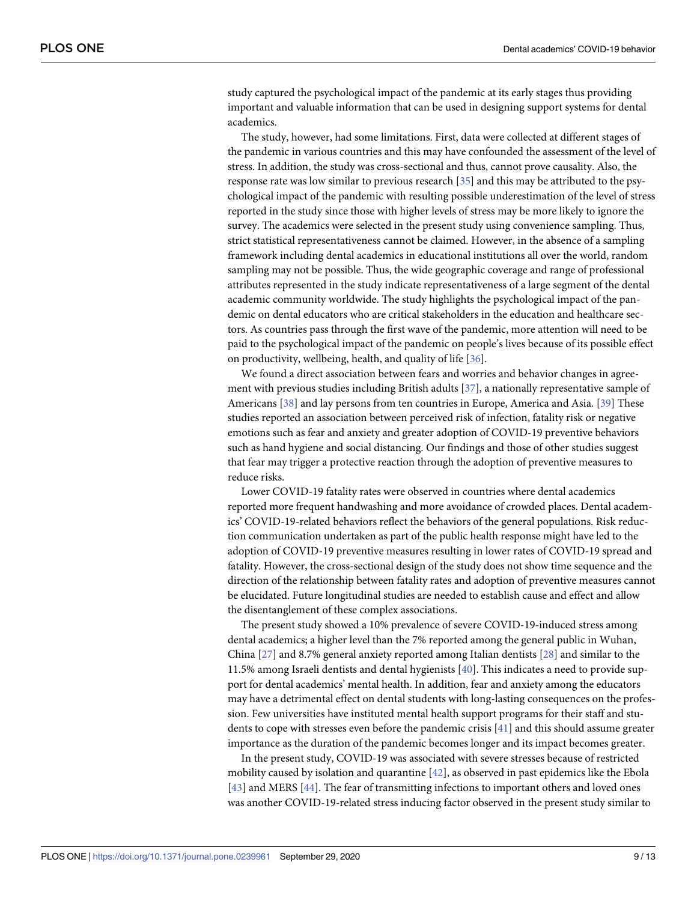study captured the psychological impact of the pandemic at its early stages thus providing important and valuable information that can be used in designing support systems for dental academics.

The study, however, had some limitations. First, data were collected at different stages of the pandemic in various countries and this may have confounded the assessment of the level of stress. In addition, the study was cross-sectional and thus, cannot prove causality. Also, the response rate was low similar to previous research [35] and this may be attributed to the psychological impact of the pandemic with resulting possible underestimation of the level of stress reported in the study since those with higher levels of stress may be more likely to ignore the survey. The academics were selected in the present study using convenience sampling. Thus, strict statistical representativeness cannot be claimed. However, in the absence of a sampling framework including dental academics in educational institutions all over the world, random sampling may not be possible. Thus, the wide geographic coverage and range of professional attributes represented in the study indicate representativeness of a large segment of the dental academic community worldwide. The study highlights the psychological impact of the pandemic on dental educators who are critical stakeholders in the education and healthcare sectors. As countries pass through the first wave of the pandemic, more attention will need to be paid to the psychological impact of the pandemic on people's lives because of its possible effect on productivity, wellbeing, health, and quality of life [36].

We found a direct association between fears and worries and behavior changes in agreement with previous studies including British adults [37], a nationally representative sample of Americans [38] and lay persons from ten countries in Europe, America and Asia. [39] These studies reported an association between perceived risk of infection, fatality risk or negative emotions such as fear and anxiety and greater adoption of COVID-19 preventive behaviors such as hand hygiene and social distancing. Our findings and those of other studies suggest that fear may trigger a protective reaction through the adoption of preventive measures to reduce risks.

Lower COVID-19 fatality rates were observed in countries where dental academics reported more frequent handwashing and more avoidance of crowded places. Dental academics' COVID-19-related behaviors reflect the behaviors of the general populations. Risk reduction communication undertaken as part of the public health response might have led to the adoption of COVID-19 preventive measures resulting in lower rates of COVID-19 spread and fatality. However, the cross-sectional design of the study does not show time sequence and the direction of the relationship between fatality rates and adoption of preventive measures cannot be elucidated. Future longitudinal studies are needed to establish cause and effect and allow the disentanglement of these complex associations.

The present study showed a 10% prevalence of severe COVID-19-induced stress among dental academics; a higher level than the 7% reported among the general public in Wuhan, China [27] and 8.7% general anxiety reported among Italian dentists [28] and similar to the 11.5% among Israeli dentists and dental hygienists [40]. This indicates a need to provide support for dental academics' mental health. In addition, fear and anxiety among the educators may have a detrimental effect on dental students with long-lasting consequences on the profession. Few universities have instituted mental health support programs for their staff and students to cope with stresses even before the pandemic crisis [41] and this should assume greater importance as the duration of the pandemic becomes longer and its impact becomes greater.

In the present study, COVID-19 was associated with severe stresses because of restricted mobility caused by isolation and quarantine [42], as observed in past epidemics like the Ebola [43] and MERS [44]. The fear of transmitting infections to important others and loved ones was another COVID-19-related stress inducing factor observed in the present study similar to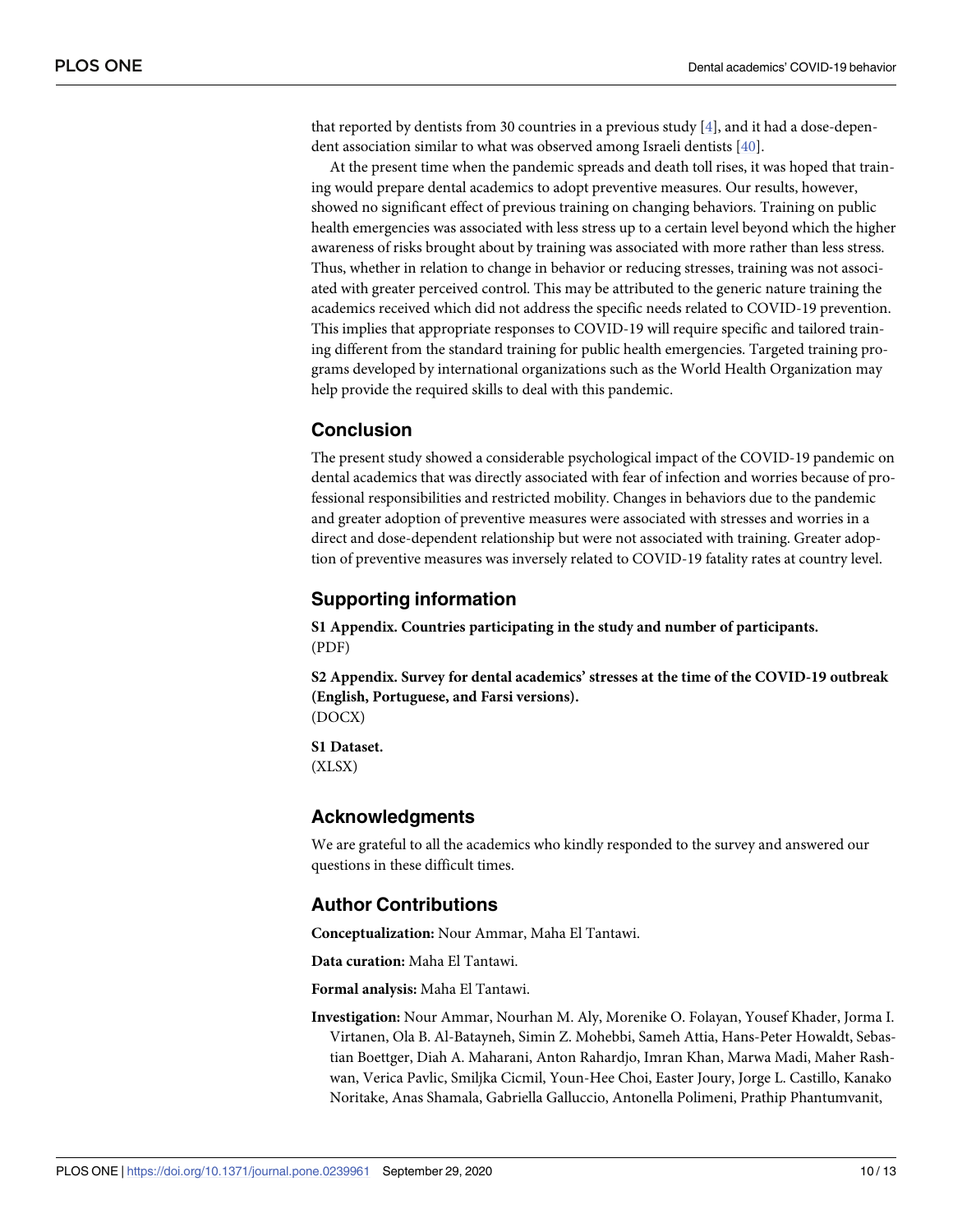that reported by dentists from 30 countries in a previous study [4], and it had a dose-dependent association similar to what was observed among Israeli dentists [40].

At the present time when the pandemic spreads and death toll rises, it was hoped that training would prepare dental academics to adopt preventive measures. Our results, however, showed no significant effect of previous training on changing behaviors. Training on public health emergencies was associated with less stress up to a certain level beyond which the higher awareness of risks brought about by training was associated with more rather than less stress. Thus, whether in relation to change in behavior or reducing stresses, training was not associated with greater perceived control. This may be attributed to the generic nature training the academics received which did not address the specific needs related to COVID-19 prevention. This implies that appropriate responses to COVID-19 will require specific and tailored training different from the standard training for public health emergencies. Targeted training programs developed by international organizations such as the World Health Organization may help provide the required skills to deal with this pandemic.

## Conclusion

The present study showed a considerable psychological impact of the COVID-19 pandemic on dental academics that was directly associated with fear of infection and worries because of professional responsibilities and restricted mobility. Changes in behaviors due to the pandemic and greater adoption of preventive measures were associated with stresses and worries in a direct and dose-dependent relationship but were not associated with training. Greater adoption of preventive measures was inversely related to COVID-19 fatality rates at country level.

## Supporting information

**S1 Appendix. Countries participating in the study and number of participants.**
(PDF)

**S2 Appendix. Survey for dental academics' stresses at the time of the COVID-19 outbreak (English, Portuguese, and Farsi versions).**
(DOCX)

**S1 Dataset.**
(XLSX)

## Acknowledgments

We are grateful to all the academics who kindly responded to the survey and answered our questions in these difficult times.

## Author Contributions

**Conceptualization:** Nour Ammar, Maha El Tantawi.

**Data curation:** Maha El Tantawi.

**Formal analysis:** Maha El Tantawi.

**Investigation:** Nour Ammar, Nourhan M. Aly, Morenike O. Folayan, Yousef Khader, Jorma I. Virtanen, Ola B. Al-Batayneh, Simin Z. Mohebbi, Sameh Attia, Hans-Peter Howaldt, Sebastian Boettger, Diah A. Maharani, Anton Rahardjo, Imran Khan, Marwa Madi, Maher Rashwan, Verica Pavlic, Smiljka Cicmil, Youn-Hee Choi, Easter Joury, Jorge L. Castillo, Kanako Noritake, Anas Shamala, Gabriella Galluccio, Antonella Polimeni, Prathip Phantumvanit,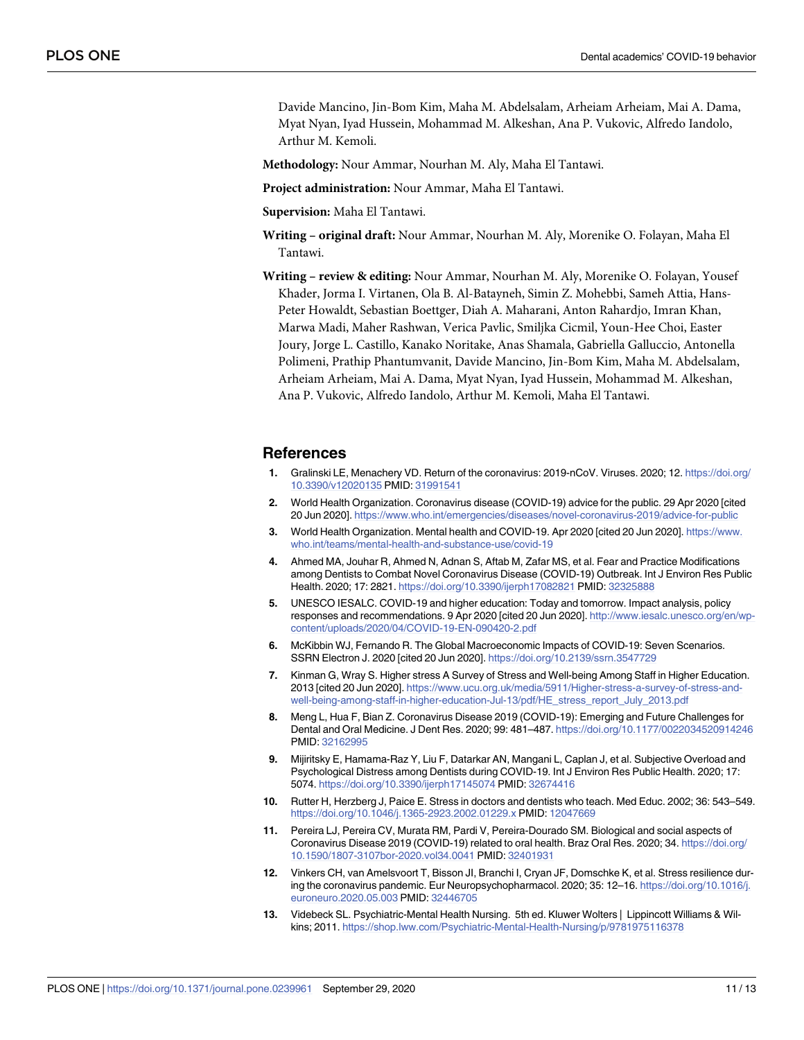Davide Mancino, Jin-Bom Kim, Maha M. Abdelsalam, Arheiam Arheiam, Mai A. Dama, Myat Nyan, Iyad Hussein, Mohammad M. Alkeshan, Ana P. Vukovic, Alfredo Iandolo, Arthur M. Kemoli.

**Methodology:** Nour Ammar, Nourhan M. Aly, Maha El Tantawi.

**Project administration:** Nour Ammar, Maha El Tantawi.

**Supervision:** Maha El Tantawi.

**Writing – original draft:** Nour Ammar, Nourhan M. Aly, Morenike O. Folayan, Maha El Tantawi.

**Writing – review & editing:** Nour Ammar, Nourhan M. Aly, Morenike O. Folayan, Yousef Khader, Jorma I. Virtanen, Ola B. Al-Batayneh, Simin Z. Mohebbi, Sameh Attia, Hans-Peter Howaldt, Sebastian Boettger, Diah A. Maharani, Anton Rahardjo, Imran Khan, Marwa Madi, Maher Rashwan, Verica Pavlic, Smiljka Cicmil, Youn-Hee Choi, Easter Joury, Jorge L. Castillo, Kanako Noritake, Anas Shamala, Gabriella Galluccio, Antonella Polimeni, Prathip Phantumvanit, Davide Mancino, Jin-Bom Kim, Maha M. Abdelsalam, Arheiam Arheiam, Mai A. Dama, Myat Nyan, Iyad Hussein, Mohammad M. Alkeshan, Ana P. Vukovic, Alfredo Iandolo, Arthur M. Kemoli, Maha El Tantawi.

## References

1. Gralinski LE, Menachery VD. Return of the coronavirus: 2019-nCoV. Viruses. 2020; 12. https://doi.org/10.3390/v12020135 PMID: 31991541
2. World Health Organization. Coronavirus disease (COVID-19) advice for the public. 29 Apr 2020 [cited 20 Jun 2020]. https://www.who.int/emergencies/diseases/novel-coronavirus-2019/advice-for-public
3. World Health Organization. Mental health and COVID-19. Apr 2020 [cited 20 Jun 2020]. https://www.who.int/teams/mental-health-and-substance-use/covid-19
4. Ahmed MA, Jouhar R, Ahmed N, Adnan S, Aftab M, Zafar MS, et al. Fear and Practice Modifications among Dentists to Combat Novel Coronavirus Disease (COVID-19) Outbreak. Int J Environ Res Public Health. 2020; 17: 2821. https://doi.org/10.3390/ijerph17082821 PMID: 32325888
5. UNESCO IESALC. COVID-19 and higher education: Today and tomorrow. Impact analysis, policy responses and recommendations. 9 Apr 2020 [cited 20 Jun 2020]. http://www.iesalc.unesco.org/en/wp-content/uploads/2020/04/COVID-19-EN-090420-2.pdf
6. McKibbin WJ, Fernando R. The Global Macroeconomic Impacts of COVID-19: Seven Scenarios. SSRN Electron J. 2020 [cited 20 Jun 2020]. https://doi.org/10.2139/ssrn.3547729
7. Kinman G, Wray S. Higher stress A Survey of Stress and Well-being Among Staff in Higher Education. 2013 [cited 20 Jun 2020]. https://www.ucu.org.uk/media/5911/Higher-stress-a-survey-of-stress-and-well-being-among-staff-in-higher-education-Jul-13/pdf/HE_stress_report_July_2013.pdf
8. Meng L, Hua F, Bian Z. Coronavirus Disease 2019 (COVID-19): Emerging and Future Challenges for Dental and Oral Medicine. J Dent Res. 2020; 99: 481–487. https://doi.org/10.1177/0022034520914246 PMID: 32162995
9. Mijiritsky E, Hamama-Raz Y, Liu F, Datarkar AN, Mangani L, Caplan J, et al. Subjective Overload and Psychological Distress among Dentists during COVID-19. Int J Environ Res Public Health. 2020; 17: 5074. https://doi.org/10.3390/ijerph17145074 PMID: 32674416
10. Rutter H, Herzberg J, Paice E. Stress in doctors and dentists who teach. Med Educ. 2002; 36: 543–549. https://doi.org/10.1046/j.1365-2923.2002.01229.x PMID: 12047669
11. Pereira LJ, Pereira CV, Murata RM, Pardi V, Pereira-Dourado SM. Biological and social aspects of Coronavirus Disease 2019 (COVID-19) related to oral health. Braz Oral Res. 2020; 34. https://doi.org/10.1590/1807-3107bor-2020.vol34.0041 PMID: 32401931
12. Vinkers CH, van Amelsvoort T, Bisson JI, Branchi I, Cryan JF, Domschke K, et al. Stress resilience during the coronavirus pandemic. Eur Neuropsychopharmacol. 2020; 35: 12–16. https://doi.org/10.1016/j.euroneuro.2020.05.003 PMID: 32446705
13. Videbeck SL. Psychiatric-Mental Health Nursing. 5th ed. Kluwer Wolters | Lippincott Williams & Wilkins; 2011. https://shop.lww.com/Psychiatric-Mental-Health-Nursing/p/9781975116378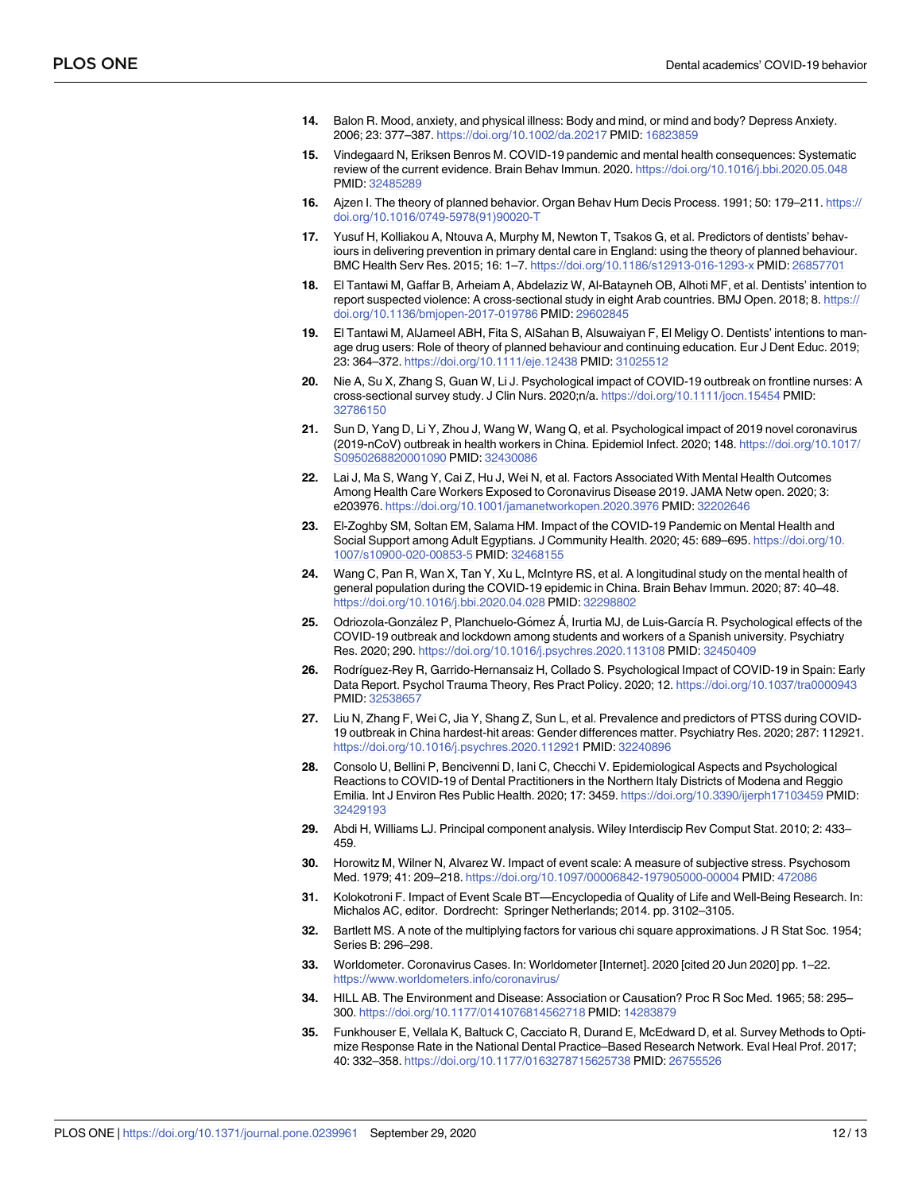14. Balon R. Mood, anxiety, and physical illness: Body and mind, or mind and body? Depress Anxiety. 2006; 23: 377–387. https://doi.org/10.1002/da.20217 PMID: 16823859

15. Vindegaard N, Eriksen Benros M. COVID-19 pandemic and mental health consequences: Systematic review of the current evidence. Brain Behav Immun. 2020. https://doi.org/10.1016/j.bbi.2020.05.048 PMID: 32485289

16. Ajzen I. The theory of planned behavior. Organ Behav Hum Decis Process. 1991; 50: 179–211. https://doi.org/10.1016/0749-5978(91)90020-T

17. Yusuf H, Kolliakou A, Ntouva A, Murphy M, Newton T, Tsakos G, et al. Predictors of dentists' behaviours in delivering prevention in primary dental care in England: using the theory of planned behaviour. BMC Health Serv Res. 2015; 16: 1–7. https://doi.org/10.1186/s12913-016-1293-x PMID: 26857701

18. El Tantawi M, Gaffar B, Arheiam A, Abdelaziz W, Al-Batayneh OB, Alhoti MF, et al. Dentists' intention to report suspected violence: A cross-sectional study in eight Arab countries. BMJ Open. 2018; 8. https://doi.org/10.1136/bmjopen-2017-019786 PMID: 29602845

19. El Tantawi M, AlJameel ABH, Fita S, AlSahan B, Alsuwaiyan F, El Meligy O. Dentists' intentions to manage drug users: Role of theory of planned behaviour and continuing education. Eur J Dent Educ. 2019; 23: 364–372. https://doi.org/10.1111/eje.12438 PMID: 31025512

20. Nie A, Su X, Zhang S, Guan W, Li J. Psychological impact of COVID-19 outbreak on frontline nurses: A cross-sectional survey study. J Clin Nurs. 2020;n/a. https://doi.org/10.1111/jocn.15454 PMID: 32786150

21. Sun D, Yang D, Li Y, Zhou J, Wang W, Wang Q, et al. Psychological impact of 2019 novel coronavirus (2019-nCoV) outbreak in health workers in China. Epidemiol Infect. 2020; 148. https://doi.org/10.1017/S0950268820001090 PMID: 32430086

22. Lai J, Ma S, Wang Y, Cai Z, Hu J, Wei N, et al. Factors Associated With Mental Health Outcomes Among Health Care Workers Exposed to Coronavirus Disease 2019. JAMA Netw open. 2020; 3: e203976. https://doi.org/10.1001/jamanetworkopen.2020.3976 PMID: 32202646

23. El-Zoghby SM, Soltan EM, Salama HM. Impact of the COVID-19 Pandemic on Mental Health and Social Support among Adult Egyptians. J Community Health. 2020; 45: 689–695. https://doi.org/10.1007/s10900-020-00853-5 PMID: 32468155

24. Wang C, Pan R, Wan X, Tan Y, Xu L, McIntyre RS, et al. A longitudinal study on the mental health of general population during the COVID-19 epidemic in China. Brain Behav Immun. 2020; 87: 40–48. https://doi.org/10.1016/j.bbi.2020.04.028 PMID: 32298802

25. Odriozola-González P, Planchuelo-Gómez Á, Irurtia MJ, de Luis-García R. Psychological effects of the COVID-19 outbreak and lockdown among students and workers of a Spanish university. Psychiatry Res. 2020; 290. https://doi.org/10.1016/j.psychres.2020.113108 PMID: 32450409

26. Rodríguez-Rey R, Garrido-Hernansaiz H, Collado S. Psychological Impact of COVID-19 in Spain: Early Data Report. Psychol Trauma Theory, Res Pract Policy. 2020; 12. https://doi.org/10.1037/tra0000943 PMID: 32538657

27. Liu N, Zhang F, Wei C, Jia Y, Shang Z, Sun L, et al. Prevalence and predictors of PTSS during COVID-19 outbreak in China hardest-hit areas: Gender differences matter. Psychiatry Res. 2020; 287: 112921. https://doi.org/10.1016/j.psychres.2020.112921 PMID: 32240896

28. Consolo U, Bellini P, Bencivenni D, Iani C, Checchi V. Epidemiological Aspects and Psychological Reactions to COVID-19 of Dental Practitioners in the Northern Italy Districts of Modena and Reggio Emilia. Int J Environ Res Public Health. 2020; 17: 3459. https://doi.org/10.3390/ijerph17103459 PMID: 32429193

29. Abdi H, Williams LJ. Principal component analysis. Wiley Interdiscip Rev Comput Stat. 2010; 2: 433–459.

30. Horowitz M, Wilner N, Alvarez W. Impact of event scale: A measure of subjective stress. Psychosom Med. 1979; 41: 209–218. https://doi.org/10.1097/00006842-197905000-00004 PMID: 472086

31. Kolokotroni F. Impact of Event Scale BT—Encyclopedia of Quality of Life and Well-Being Research. In: Michalos AC, editor. Dordrecht: Springer Netherlands; 2014. pp. 3102–3105.

32. Bartlett MS. A note of the multiplying factors for various chi square approximations. J R Stat Soc. 1954; Series B: 296–298.

33. Worldometer. Coronavirus Cases. In: Worldometer [Internet]. 2020 [cited 20 Jun 2020] pp. 1–22. https://www.worldometers.info/coronavirus/

34. HILL AB. The Environment and Disease: Association or Causation? Proc R Soc Med. 1965; 58: 295–300. https://doi.org/10.1177/0141076814562718 PMID: 14283879

35. Funkhouser E, Vellala K, Baltuck C, Cacciato R, Durand E, McEdward D, et al. Survey Methods to Optimize Response Rate in the National Dental Practice–Based Research Network. Eval Heal Prof. 2017; 40: 332–358. https://doi.org/10.1177/0163278715625738 PMID: 26755526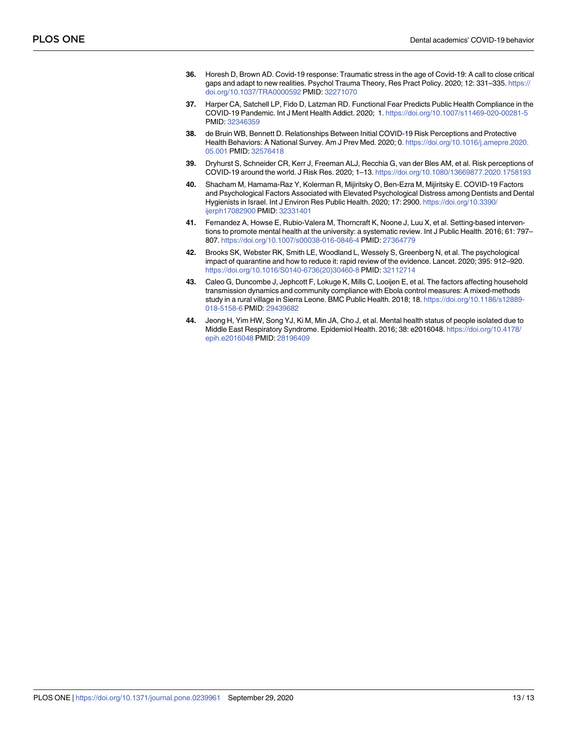36. Horesh D, Brown AD. Covid-19 response: Traumatic stress in the age of Covid-19: A call to close critical gaps and adapt to new realities. Psychol Trauma Theory, Res Pract Policy. 2020; 12: 331–335. https://doi.org/10.1037/TRA0000592 PMID: 32271070

37. Harper CA, Satchell LP, Fido D, Latzman RD. Functional Fear Predicts Public Health Compliance in the COVID-19 Pandemic. Int J Ment Health Addict. 2020; 1. https://doi.org/10.1007/s11469-020-00281-5 PMID: 32346359

38. de Bruin WB, Bennett D. Relationships Between Initial COVID-19 Risk Perceptions and Protective Health Behaviors: A National Survey. Am J Prev Med. 2020; 0. https://doi.org/10.1016/j.amepre.2020.05.001 PMID: 32576418

39. Dryhurst S, Schneider CR, Kerr J, Freeman ALJ, Recchia G, van der Bles AM, et al. Risk perceptions of COVID-19 around the world. J Risk Res. 2020; 1–13. https://doi.org/10.1080/13669877.2020.1758193

40. Shacham M, Hamama-Raz Y, Kolerman R, Mijiritsky O, Ben-Ezra M, Mijiritsky E. COVID-19 Factors and Psychological Factors Associated with Elevated Psychological Distress among Dentists and Dental Hygienists in Israel. Int J Environ Res Public Health. 2020; 17: 2900. https://doi.org/10.3390/ijerph17082900 PMID: 32331401

41. Fernandez A, Howse E, Rubio-Valera M, Thorncraft K, Noone J, Luu X, et al. Setting-based interventions to promote mental health at the university: a systematic review. Int J Public Health. 2016; 61: 797–807. https://doi.org/10.1007/s00038-016-0846-4 PMID: 27364779

42. Brooks SK, Webster RK, Smith LE, Woodland L, Wessely S, Greenberg N, et al. The psychological impact of quarantine and how to reduce it: rapid review of the evidence. Lancet. 2020; 395: 912–920. https://doi.org/10.1016/S0140-6736(20)30460-8 PMID: 32112714

43. Caleo G, Duncombe J, Jephcott F, Lokuge K, Mills C, Looijen E, et al. The factors affecting household transmission dynamics and community compliance with Ebola control measures: A mixed-methods study in a rural village in Sierra Leone. BMC Public Health. 2018; 18. https://doi.org/10.1186/s12889-018-5158-6 PMID: 29439682

44. Jeong H, Yim HW, Song YJ, Ki M, Min JA, Cho J, et al. Mental health status of people isolated due to Middle East Respiratory Syndrome. Epidemiol Health. 2016; 38: e2016048. https://doi.org/10.4178/epih.e2016048 PMID: 28196409